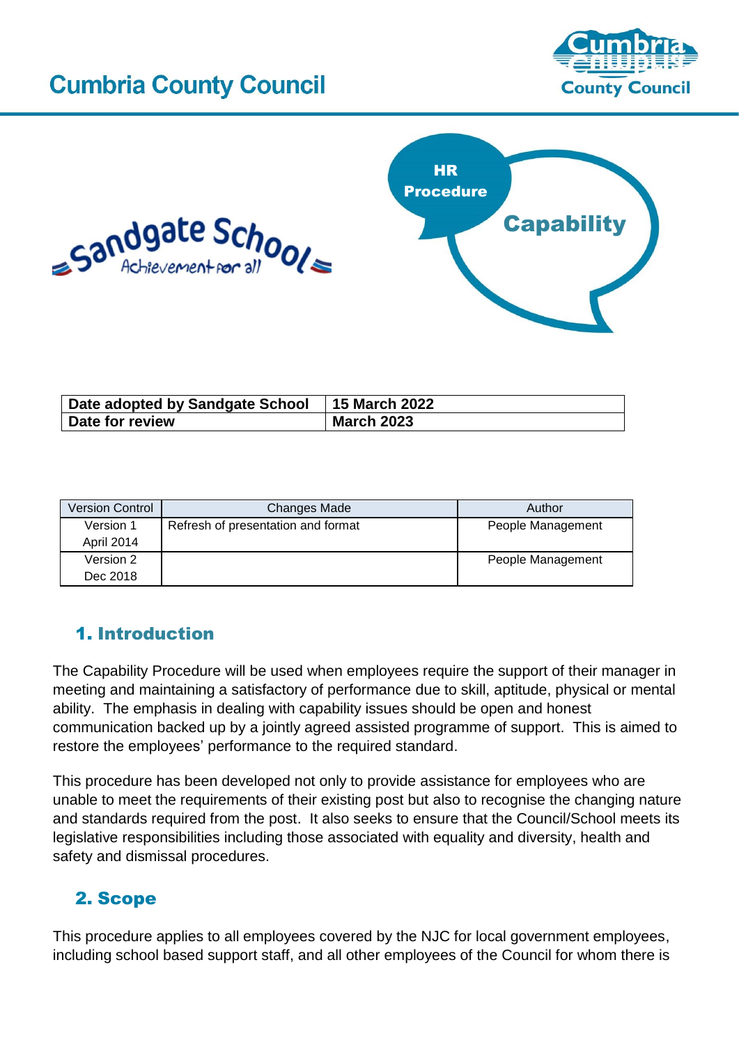# Cumbria County Council

HR Procedure

Capability

| Date adopted by Sandgate School | 15 March 2022 |
| --- | --- |
| Date for review | March 2023 |

| Version Control | Changes Made | Author |
| --- | --- | --- |
| Version 1 April 2014 | Refresh of presentation and format | People Management |
| Version 2 Dec 2018 | | People Management |

## 1. Introduction

The Capability Procedure will be used when employees require the support of their manager in meeting and maintaining a satisfactory of performance due to skill, aptitude, physical or mental ability. The emphasis in dealing with capability issues should be open and honest communication backed up by a jointly agreed assisted programme of support. This is aimed to restore the employees' performance to the required standard.

This procedure has been developed not only to provide assistance for employees who are unable to meet the requirements of their existing post but also to recognise the changing nature and standards required from the post. It also seeks to ensure that the Council/School meets its legislative responsibilities including those associated with equality and diversity, health and safety and dismissal procedures.

## 2. Scope

This procedure applies to all employees covered by the NJC for local government employees, including school based support staff, and all other employees of the Council for whom there is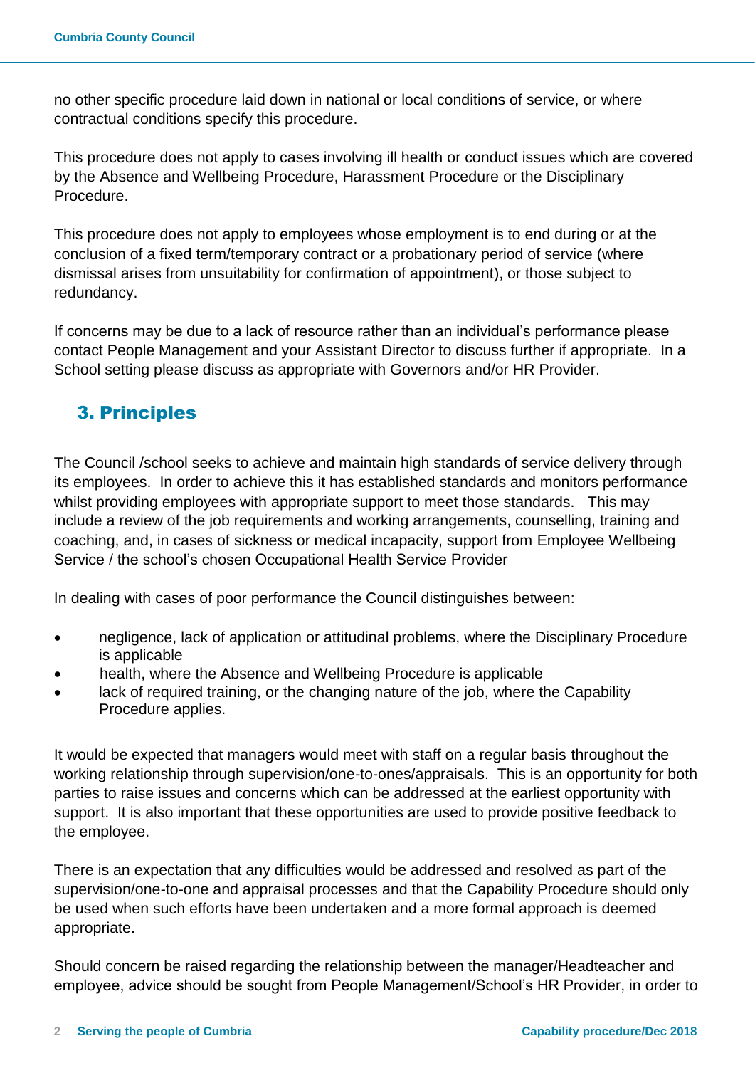no other specific procedure laid down in national or local conditions of service, or where contractual conditions specify this procedure.

This procedure does not apply to cases involving ill health or conduct issues which are covered by the Absence and Wellbeing Procedure, Harassment Procedure or the Disciplinary Procedure.

This procedure does not apply to employees whose employment is to end during or at the conclusion of a fixed term/temporary contract or a probationary period of service (where dismissal arises from unsuitability for confirmation of appointment), or those subject to redundancy.

If concerns may be due to a lack of resource rather than an individual's performance please contact People Management and your Assistant Director to discuss further if appropriate. In a School setting please discuss as appropriate with Governors and/or HR Provider.

## 3. Principles

The Council /school seeks to achieve and maintain high standards of service delivery through its employees. In order to achieve this it has established standards and monitors performance whilst providing employees with appropriate support to meet those standards. This may include a review of the job requirements and working arrangements, counselling, training and coaching, and, in cases of sickness or medical incapacity, support from Employee Wellbeing Service / the school's chosen Occupational Health Service Provider

In dealing with cases of poor performance the Council distinguishes between:

- negligence, lack of application or attitudinal problems, where the Disciplinary Procedure is applicable
- health, where the Absence and Wellbeing Procedure is applicable
- lack of required training, or the changing nature of the job, where the Capability Procedure applies.

It would be expected that managers would meet with staff on a regular basis throughout the working relationship through supervision/one-to-ones/appraisals. This is an opportunity for both parties to raise issues and concerns which can be addressed at the earliest opportunity with support. It is also important that these opportunities are used to provide positive feedback to the employee.

There is an expectation that any difficulties would be addressed and resolved as part of the supervision/one-to-one and appraisal processes and that the Capability Procedure should only be used when such efforts have been undertaken and a more formal approach is deemed appropriate.

Should concern be raised regarding the relationship between the manager/Headteacher and employee, advice should be sought from People Management/School's HR Provider, in order to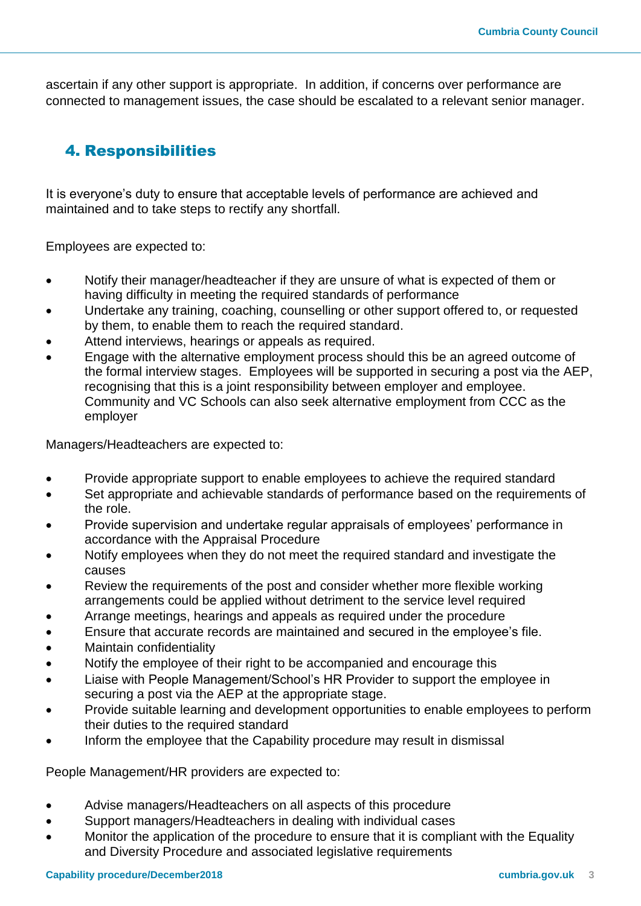ascertain if any other support is appropriate. In addition, if concerns over performance are connected to management issues, the case should be escalated to a relevant senior manager.

## 4. Responsibilities

It is everyone's duty to ensure that acceptable levels of performance are achieved and maintained and to take steps to rectify any shortfall.

Employees are expected to:

- Notify their manager/headteacher if they are unsure of what is expected of them or having difficulty in meeting the required standards of performance
- Undertake any training, coaching, counselling or other support offered to, or requested by them, to enable them to reach the required standard.
- Attend interviews, hearings or appeals as required.
- Engage with the alternative employment process should this be an agreed outcome of the formal interview stages. Employees will be supported in securing a post via the AEP, recognising that this is a joint responsibility between employer and employee. Community and VC Schools can also seek alternative employment from CCC as the employer

Managers/Headteachers are expected to:

- Provide appropriate support to enable employees to achieve the required standard
- Set appropriate and achievable standards of performance based on the requirements of the role.
- Provide supervision and undertake regular appraisals of employees' performance in accordance with the Appraisal Procedure
- Notify employees when they do not meet the required standard and investigate the causes
- Review the requirements of the post and consider whether more flexible working arrangements could be applied without detriment to the service level required
- Arrange meetings, hearings and appeals as required under the procedure
- Ensure that accurate records are maintained and secured in the employee's file.
- Maintain confidentiality
- Notify the employee of their right to be accompanied and encourage this
- Liaise with People Management/School's HR Provider to support the employee in securing a post via the AEP at the appropriate stage.
- Provide suitable learning and development opportunities to enable employees to perform their duties to the required standard
- Inform the employee that the Capability procedure may result in dismissal

People Management/HR providers are expected to:

- Advise managers/Headteachers on all aspects of this procedure
- Support managers/Headteachers in dealing with individual cases
- Monitor the application of the procedure to ensure that it is compliant with the Equality and Diversity Procedure and associated legislative requirements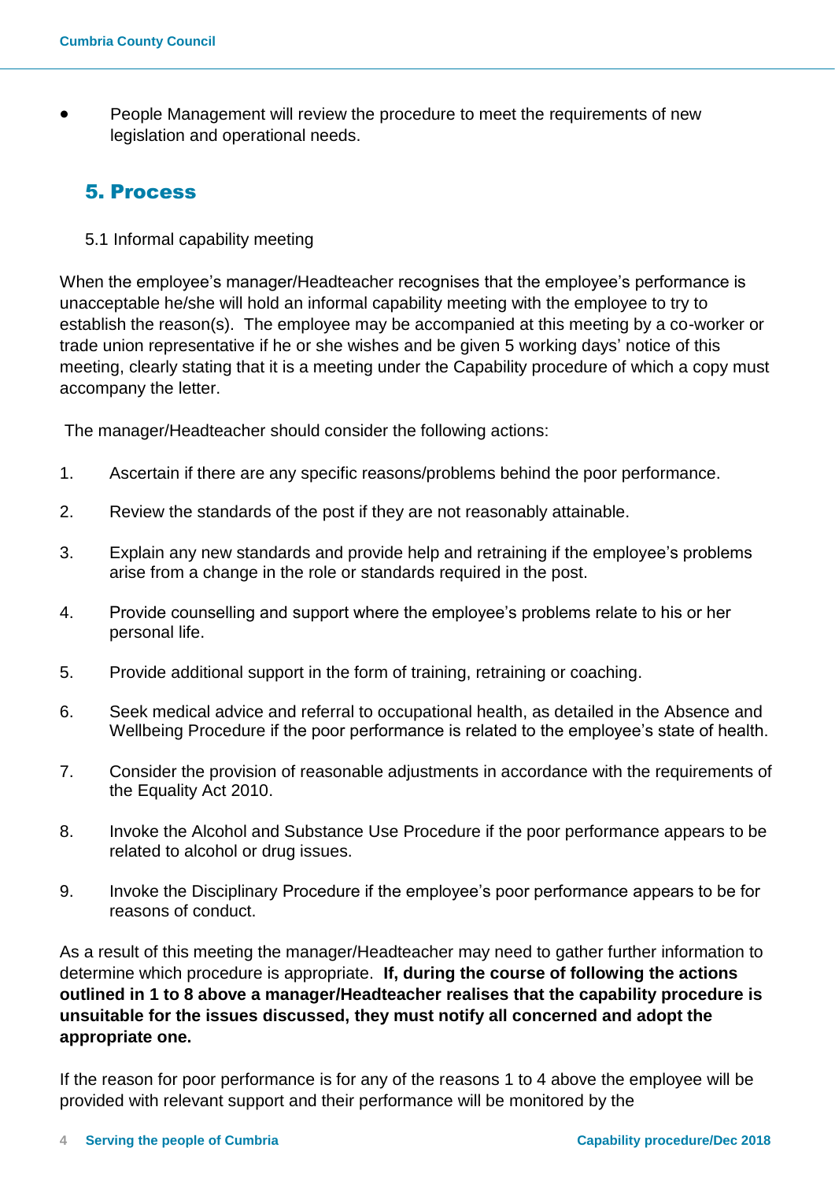- People Management will review the procedure to meet the requirements of new legislation and operational needs.

## 5. Process

### 5.1 Informal capability meeting

When the employee's manager/Headteacher recognises that the employee's performance is unacceptable he/she will hold an informal capability meeting with the employee to try to establish the reason(s). The employee may be accompanied at this meeting by a co-worker or trade union representative if he or she wishes and be given 5 working days' notice of this meeting, clearly stating that it is a meeting under the Capability procedure of which a copy must accompany the letter.

The manager/Headteacher should consider the following actions:

1. Ascertain if there are any specific reasons/problems behind the poor performance.

2. Review the standards of the post if they are not reasonably attainable.

3. Explain any new standards and provide help and retraining if the employee's problems arise from a change in the role or standards required in the post.

4. Provide counselling and support where the employee's problems relate to his or her personal life.

5. Provide additional support in the form of training, retraining or coaching.

6. Seek medical advice and referral to occupational health, as detailed in the Absence and Wellbeing Procedure if the poor performance is related to the employee's state of health.

7. Consider the provision of reasonable adjustments in accordance with the requirements of the Equality Act 2010.

8. Invoke the Alcohol and Substance Use Procedure if the poor performance appears to be related to alcohol or drug issues.

9. Invoke the Disciplinary Procedure if the employee's poor performance appears to be for reasons of conduct.

As a result of this meeting the manager/Headteacher may need to gather further information to determine which procedure is appropriate. **If, during the course of following the actions outlined in 1 to 8 above a manager/Headteacher realises that the capability procedure is unsuitable for the issues discussed, they must notify all concerned and adopt the appropriate one.**

If the reason for poor performance is for any of the reasons 1 to 4 above the employee will be provided with relevant support and their performance will be monitored by the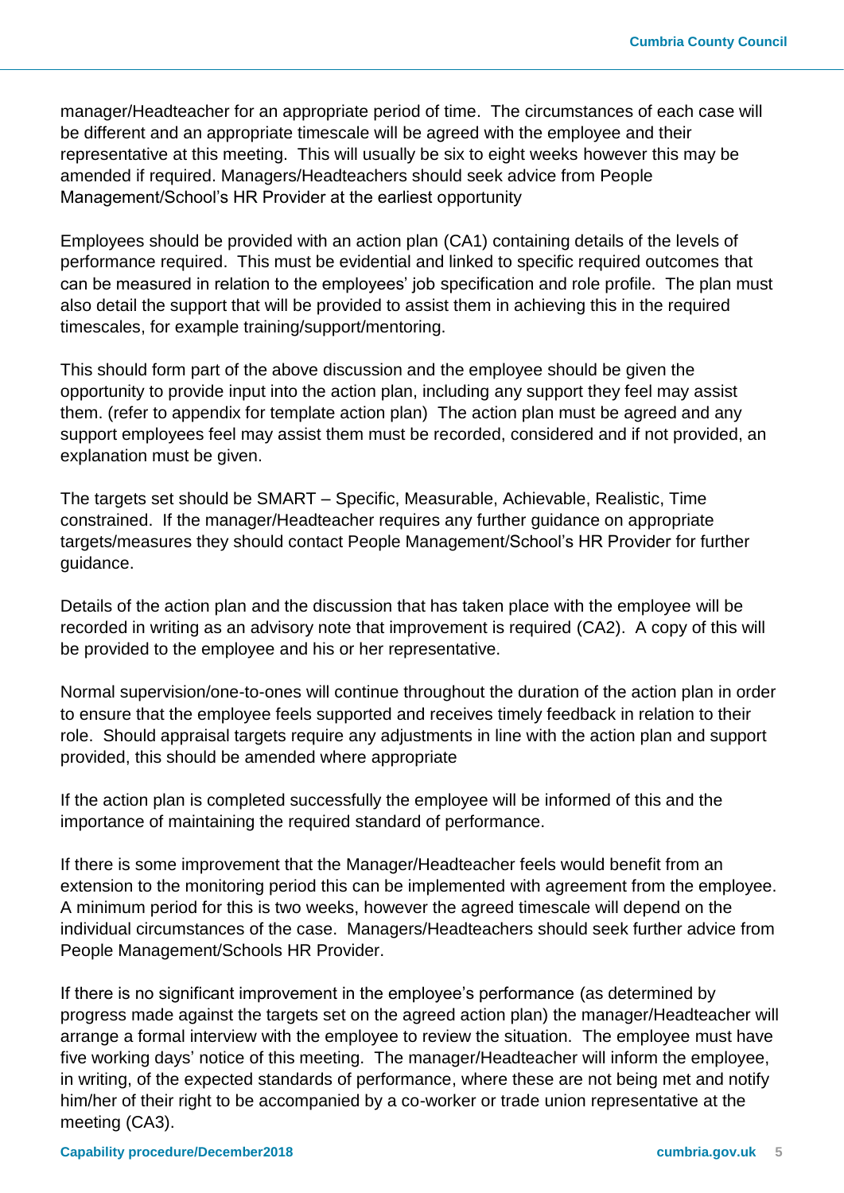manager/Headteacher for an appropriate period of time. The circumstances of each case will be different and an appropriate timescale will be agreed with the employee and their representative at this meeting. This will usually be six to eight weeks however this may be amended if required. Managers/Headteachers should seek advice from People Management/School's HR Provider at the earliest opportunity

Employees should be provided with an action plan (CA1) containing details of the levels of performance required. This must be evidential and linked to specific required outcomes that can be measured in relation to the employees' job specification and role profile. The plan must also detail the support that will be provided to assist them in achieving this in the required timescales, for example training/support/mentoring.

This should form part of the above discussion and the employee should be given the opportunity to provide input into the action plan, including any support they feel may assist them. (refer to appendix for template action plan) The action plan must be agreed and any support employees feel may assist them must be recorded, considered and if not provided, an explanation must be given.

The targets set should be SMART – Specific, Measurable, Achievable, Realistic, Time constrained. If the manager/Headteacher requires any further guidance on appropriate targets/measures they should contact People Management/School's HR Provider for further guidance.

Details of the action plan and the discussion that has taken place with the employee will be recorded in writing as an advisory note that improvement is required (CA2). A copy of this will be provided to the employee and his or her representative.

Normal supervision/one-to-ones will continue throughout the duration of the action plan in order to ensure that the employee feels supported and receives timely feedback in relation to their role. Should appraisal targets require any adjustments in line with the action plan and support provided, this should be amended where appropriate

If the action plan is completed successfully the employee will be informed of this and the importance of maintaining the required standard of performance.

If there is some improvement that the Manager/Headteacher feels would benefit from an extension to the monitoring period this can be implemented with agreement from the employee. A minimum period for this is two weeks, however the agreed timescale will depend on the individual circumstances of the case. Managers/Headteachers should seek further advice from People Management/Schools HR Provider.

If there is no significant improvement in the employee's performance (as determined by progress made against the targets set on the agreed action plan) the manager/Headteacher will arrange a formal interview with the employee to review the situation. The employee must have five working days' notice of this meeting. The manager/Headteacher will inform the employee, in writing, of the expected standards of performance, where these are not being met and notify him/her of their right to be accompanied by a co-worker or trade union representative at the meeting (CA3).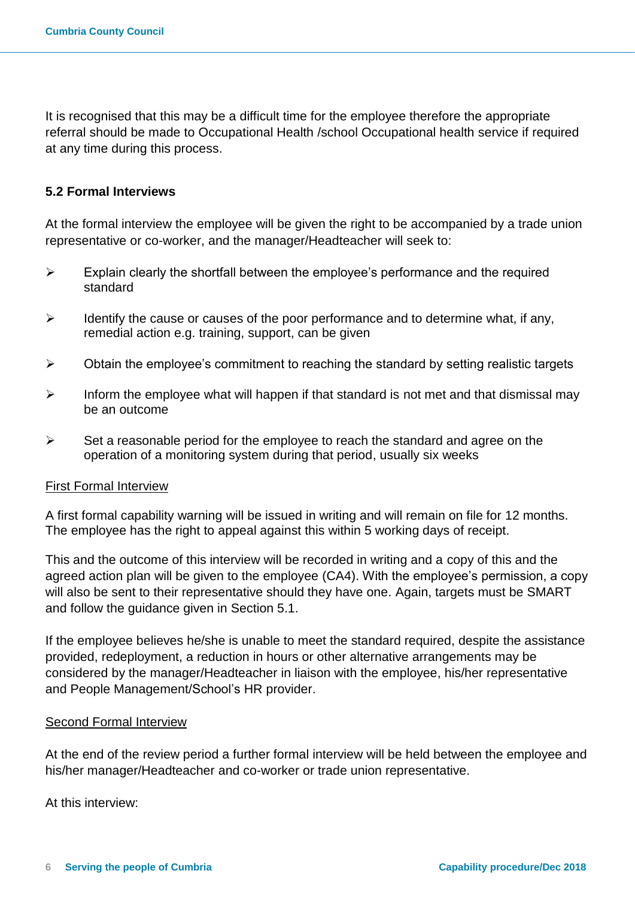It is recognised that this may be a difficult time for the employee therefore the appropriate referral should be made to Occupational Health /school Occupational health service if required at any time during this process.

### 5.2 Formal Interviews

At the formal interview the employee will be given the right to be accompanied by a trade union representative or co-worker, and the manager/Headteacher will seek to:

- Explain clearly the shortfall between the employee's performance and the required standard
- Identify the cause or causes of the poor performance and to determine what, if any, remedial action e.g. training, support, can be given
- Obtain the employee's commitment to reaching the standard by setting realistic targets
- Inform the employee what will happen if that standard is not met and that dismissal may be an outcome
- Set a reasonable period for the employee to reach the standard and agree on the operation of a monitoring system during that period, usually six weeks

<u>First Formal Interview</u>

A first formal capability warning will be issued in writing and will remain on file for 12 months. The employee has the right to appeal against this within 5 working days of receipt.

This and the outcome of this interview will be recorded in writing and a copy of this and the agreed action plan will be given to the employee (CA4). With the employee's permission, a copy will also be sent to their representative should they have one. Again, targets must be SMART and follow the guidance given in Section 5.1.

If the employee believes he/she is unable to meet the standard required, despite the assistance provided, redeployment, a reduction in hours or other alternative arrangements may be considered by the manager/Headteacher in liaison with the employee, his/her representative and People Management/School's HR provider.

<u>Second Formal Interview</u>

At the end of the review period a further formal interview will be held between the employee and his/her manager/Headteacher and co-worker or trade union representative.

At this interview: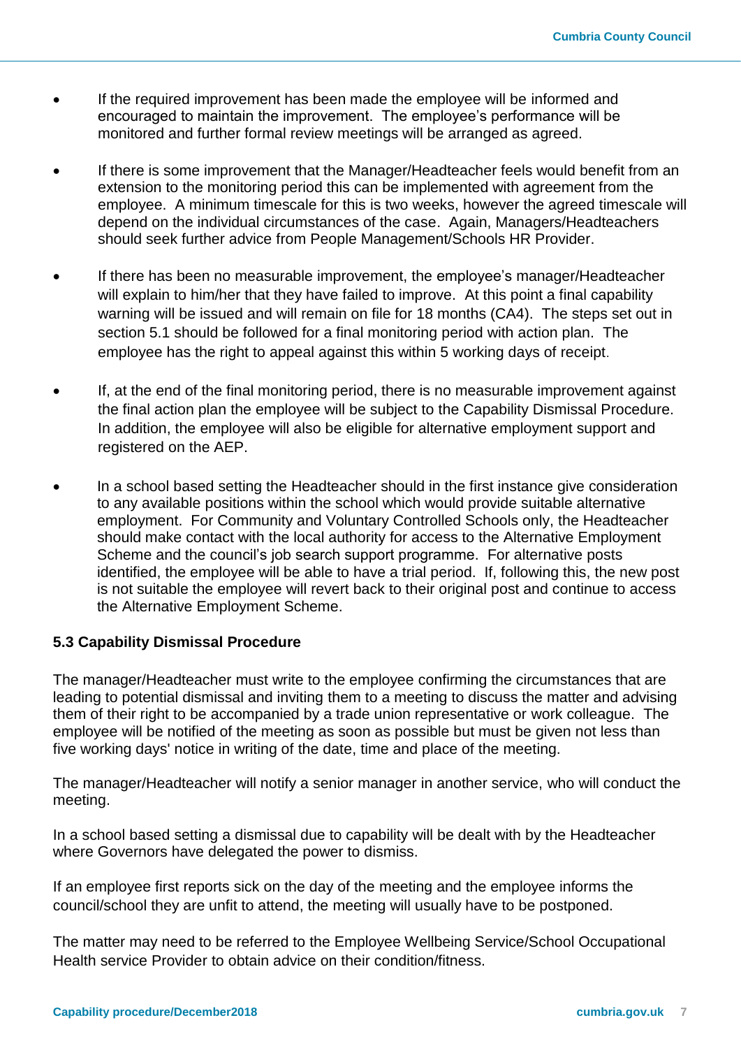- If the required improvement has been made the employee will be informed and encouraged to maintain the improvement. The employee's performance will be monitored and further formal review meetings will be arranged as agreed.

- If there is some improvement that the Manager/Headteacher feels would benefit from an extension to the monitoring period this can be implemented with agreement from the employee. A minimum timescale for this is two weeks, however the agreed timescale will depend on the individual circumstances of the case. Again, Managers/Headteachers should seek further advice from People Management/Schools HR Provider.

- If there has been no measurable improvement, the employee's manager/Headteacher will explain to him/her that they have failed to improve. At this point a final capability warning will be issued and will remain on file for 18 months (CA4). The steps set out in section 5.1 should be followed for a final monitoring period with action plan. The employee has the right to appeal against this within 5 working days of receipt.

- If, at the end of the final monitoring period, there is no measurable improvement against the final action plan the employee will be subject to the Capability Dismissal Procedure. In addition, the employee will also be eligible for alternative employment support and registered on the AEP.

- In a school based setting the Headteacher should in the first instance give consideration to any available positions within the school which would provide suitable alternative employment. For Community and Voluntary Controlled Schools only, the Headteacher should make contact with the local authority for access to the Alternative Employment Scheme and the council's job search support programme. For alternative posts identified, the employee will be able to have a trial period. If, following this, the new post is not suitable the employee will revert back to their original post and continue to access the Alternative Employment Scheme.

### 5.3 Capability Dismissal Procedure

The manager/Headteacher must write to the employee confirming the circumstances that are leading to potential dismissal and inviting them to a meeting to discuss the matter and advising them of their right to be accompanied by a trade union representative or work colleague. The employee will be notified of the meeting as soon as possible but must be given not less than five working days' notice in writing of the date, time and place of the meeting.

The manager/Headteacher will notify a senior manager in another service, who will conduct the meeting.

In a school based setting a dismissal due to capability will be dealt with by the Headteacher where Governors have delegated the power to dismiss.

If an employee first reports sick on the day of the meeting and the employee informs the council/school they are unfit to attend, the meeting will usually have to be postponed.

The matter may need to be referred to the Employee Wellbeing Service/School Occupational Health service Provider to obtain advice on their condition/fitness.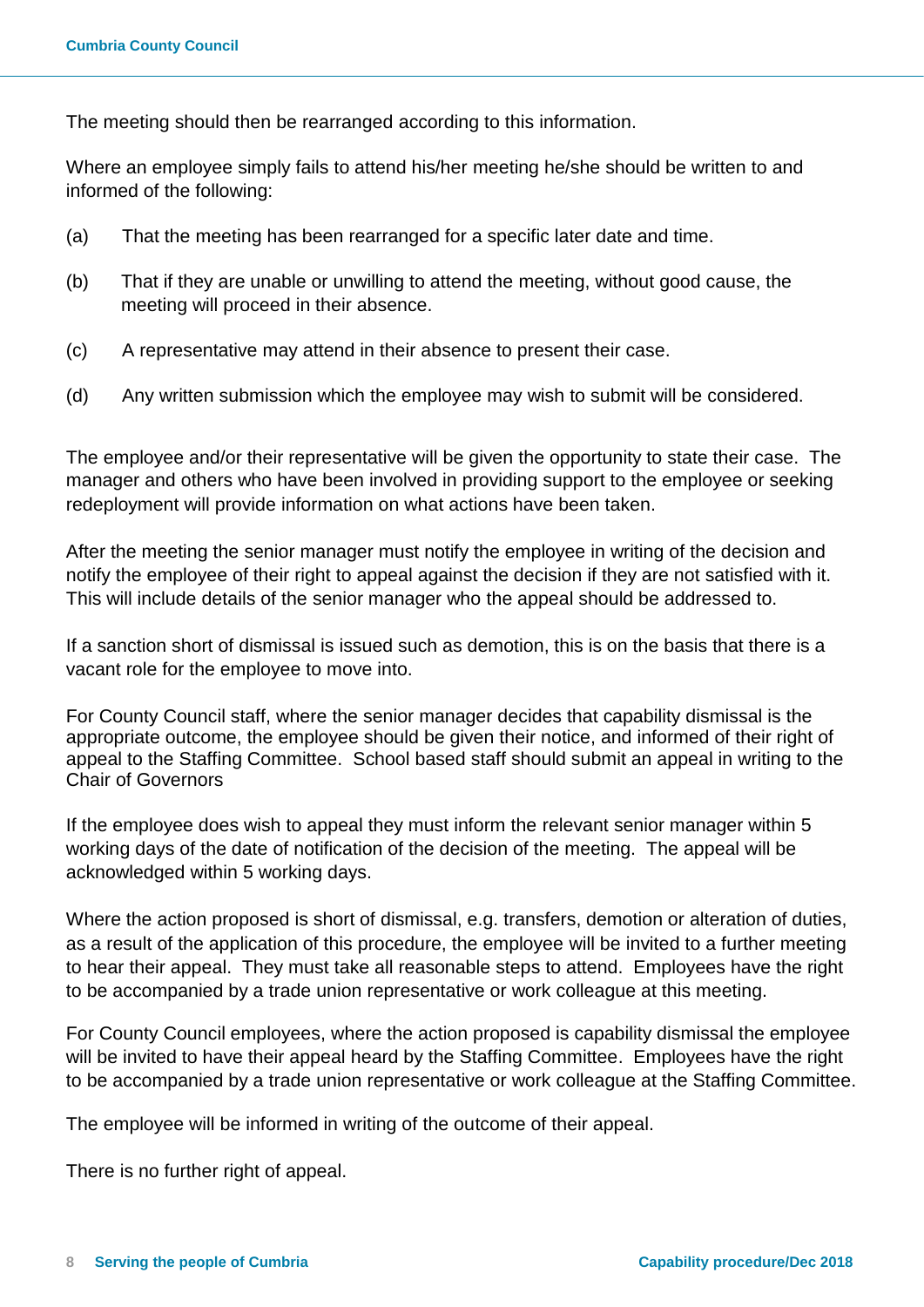The meeting should then be rearranged according to this information.

Where an employee simply fails to attend his/her meeting he/she should be written to and informed of the following:

(a) That the meeting has been rearranged for a specific later date and time.

(b) That if they are unable or unwilling to attend the meeting, without good cause, the meeting will proceed in their absence.

(c) A representative may attend in their absence to present their case.

(d) Any written submission which the employee may wish to submit will be considered.

The employee and/or their representative will be given the opportunity to state their case. The manager and others who have been involved in providing support to the employee or seeking redeployment will provide information on what actions have been taken.

After the meeting the senior manager must notify the employee in writing of the decision and notify the employee of their right to appeal against the decision if they are not satisfied with it. This will include details of the senior manager who the appeal should be addressed to.

If a sanction short of dismissal is issued such as demotion, this is on the basis that there is a vacant role for the employee to move into.

For County Council staff, where the senior manager decides that capability dismissal is the appropriate outcome, the employee should be given their notice, and informed of their right of appeal to the Staffing Committee. School based staff should submit an appeal in writing to the Chair of Governors

If the employee does wish to appeal they must inform the relevant senior manager within 5 working days of the date of notification of the decision of the meeting. The appeal will be acknowledged within 5 working days.

Where the action proposed is short of dismissal, e.g. transfers, demotion or alteration of duties, as a result of the application of this procedure, the employee will be invited to a further meeting to hear their appeal. They must take all reasonable steps to attend. Employees have the right to be accompanied by a trade union representative or work colleague at this meeting.

For County Council employees, where the action proposed is capability dismissal the employee will be invited to have their appeal heard by the Staffing Committee. Employees have the right to be accompanied by a trade union representative or work colleague at the Staffing Committee.

The employee will be informed in writing of the outcome of their appeal.

There is no further right of appeal.